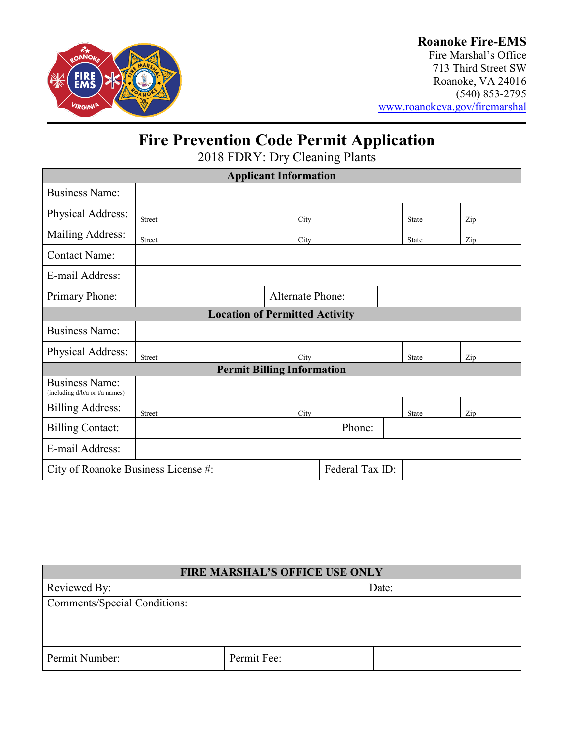**Roanoke Fire-EMS**
Fire Marshal's Office
713 Third Street SW
Roanoke, VA 24016
(540) 853-2795
www.roanokeva.gov/firemarshal

# Fire Prevention Code Permit Application

2018 FDRY: Dry Cleaning Plants

| Applicant Information | | | | |
|---|---|---|---|---|
| Business Name: | | | | |
| Physical Address: | Street | City | State | Zip |
| Mailing Address: | Street | City | State | Zip |
| Contact Name: | | | | |
| E-mail Address: | | | | |
| Primary Phone: | | Alternate Phone: | | |
| **Location of Permitted Activity** | | | | |
| Business Name: | | | | |
| Physical Address: | Street | City | State | Zip |
| **Permit Billing Information** | | | | |
| Business Name: (including d/b/a or t/a names) | | | | |
| Billing Address: | Street | City | State | Zip |
| Billing Contact: | | Phone: | | |
| E-mail Address: | | | | |
| City of Roanoke Business License #: | | Federal Tax ID: | | |

| FIRE MARSHAL'S OFFICE USE ONLY | | |
|---|---|---|
| Reviewed By: | | Date: |
| Comments/Special Conditions: | | |
| Permit Number: | Permit Fee: | |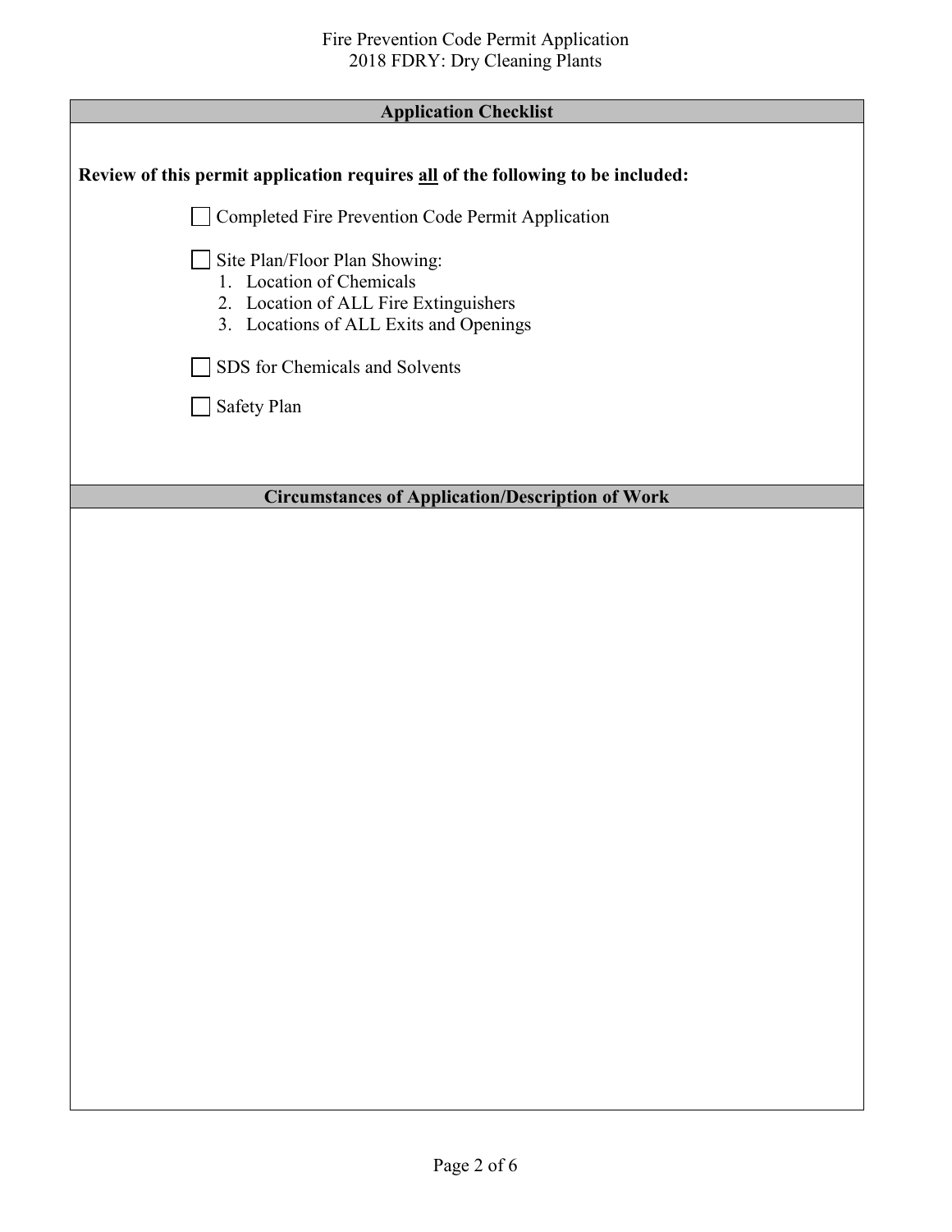## Application Checklist

**Review of this permit application requires <u>all</u> of the following to be included:**

- [ ] Completed Fire Prevention Code Permit Application
- [ ] Site Plan/Floor Plan Showing:
  1. Location of Chemicals
  2. Location of ALL Fire Extinguishers
  3. Locations of ALL Exits and Openings
- [ ] SDS for Chemicals and Solvents
- [ ] Safety Plan

## Circumstances of Application/Description of Work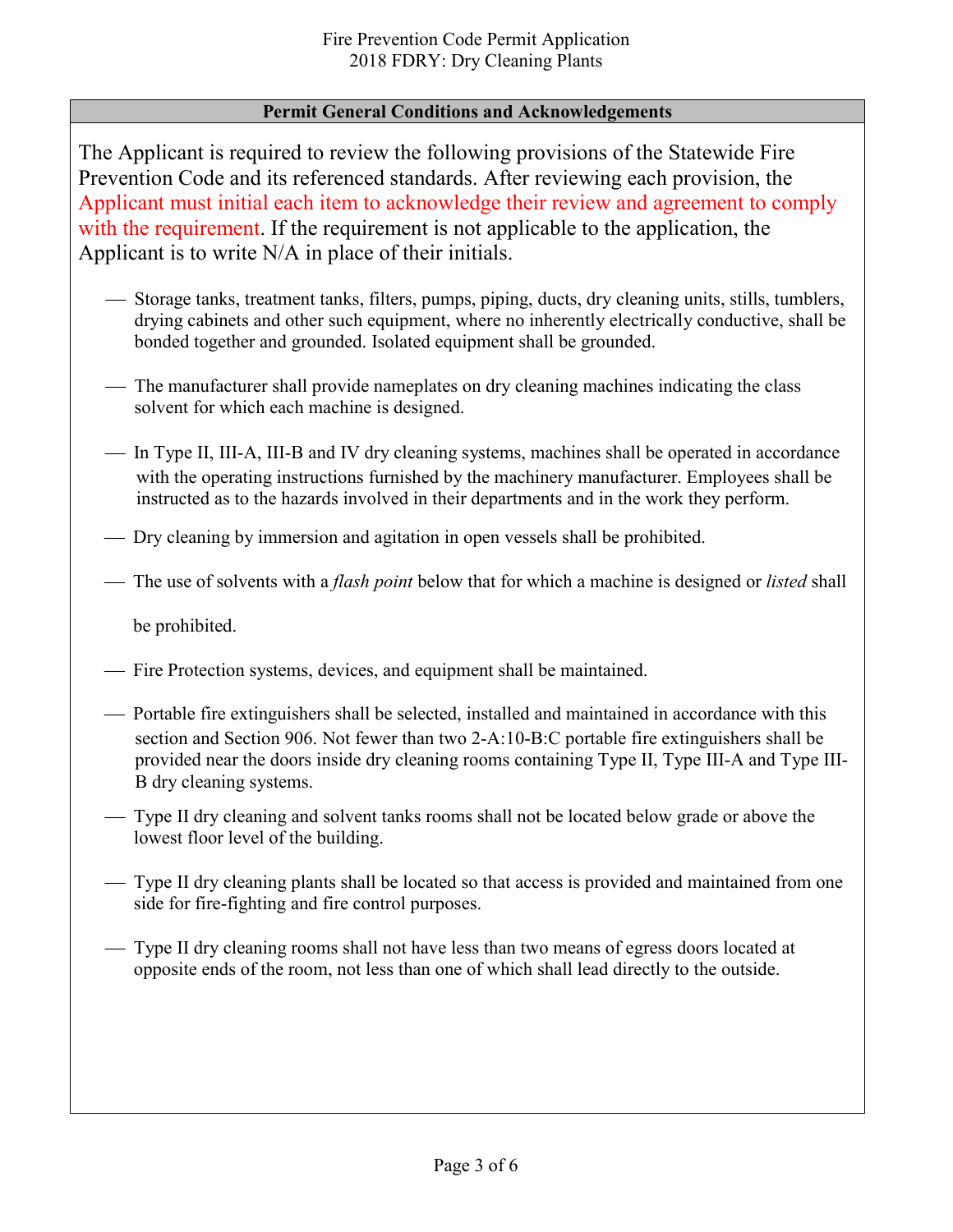Fire Prevention Code Permit Application
2018 FDRY: Dry Cleaning Plants

## Permit General Conditions and Acknowledgements

The Applicant is required to review the following provisions of the Statewide Fire Prevention Code and its referenced standards. After reviewing each provision, the Applicant must initial each item to acknowledge their review and agreement to comply with the requirement. If the requirement is not applicable to the application, the Applicant is to write N/A in place of their initials.

\_\_\_ Storage tanks, treatment tanks, filters, pumps, piping, ducts, dry cleaning units, stills, tumblers, drying cabinets and other such equipment, where no inherently electrically conductive, shall be bonded together and grounded. Isolated equipment shall be grounded.

\_\_\_ The manufacturer shall provide nameplates on dry cleaning machines indicating the class solvent for which each machine is designed.

\_\_\_ In Type II, III-A, III-B and IV dry cleaning systems, machines shall be operated in accordance with the operating instructions furnished by the machinery manufacturer. Employees shall be instructed as to the hazards involved in their departments and in the work they perform.

\_\_\_ Dry cleaning by immersion and agitation in open vessels shall be prohibited.

\_\_\_ The use of solvents with a *flash point* below that for which a machine is designed or *listed* shall be prohibited.

\_\_\_ Fire Protection systems, devices, and equipment shall be maintained.

\_\_\_ Portable fire extinguishers shall be selected, installed and maintained in accordance with this section and Section 906. Not fewer than two 2-A:10-B:C portable fire extinguishers shall be provided near the doors inside dry cleaning rooms containing Type II, Type III-A and Type III-B dry cleaning systems.

\_\_\_ Type II dry cleaning and solvent tanks rooms shall not be located below grade or above the lowest floor level of the building.

\_\_\_ Type II dry cleaning plants shall be located so that access is provided and maintained from one side for fire-fighting and fire control purposes.

\_\_\_ Type II dry cleaning rooms shall not have less than two means of egress doors located at opposite ends of the room, not less than one of which shall lead directly to the outside.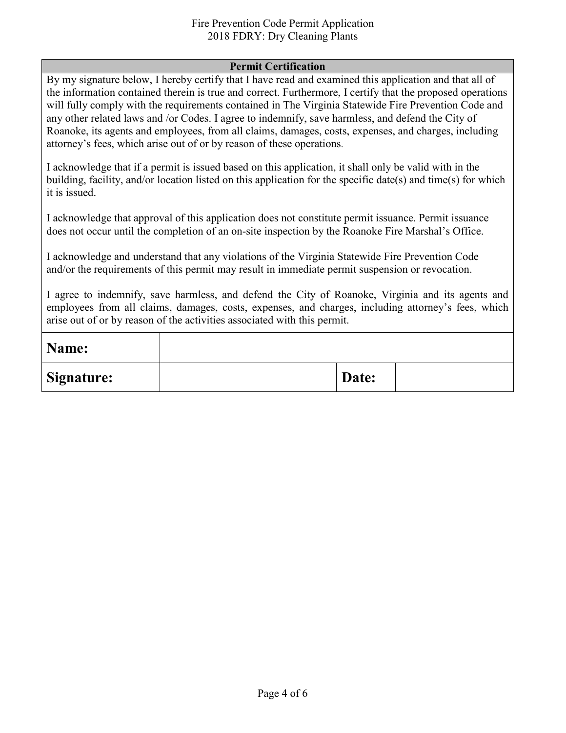## Permit Certification

By my signature below, I hereby certify that I have read and examined this application and that all of the information contained therein is true and correct. Furthermore, I certify that the proposed operations will fully comply with the requirements contained in The Virginia Statewide Fire Prevention Code and any other related laws and /or Codes. I agree to indemnify, save harmless, and defend the City of Roanoke, its agents and employees, from all claims, damages, costs, expenses, and charges, including attorney's fees, which arise out of or by reason of these operations.

I acknowledge that if a permit is issued based on this application, it shall only be valid with in the building, facility, and/or location listed on this application for the specific date(s) and time(s) for which it is issued.

I acknowledge that approval of this application does not constitute permit issuance. Permit issuance does not occur until the completion of an on-site inspection by the Roanoke Fire Marshal's Office.

I acknowledge and understand that any violations of the Virginia Statewide Fire Prevention Code and/or the requirements of this permit may result in immediate permit suspension or revocation.

I agree to indemnify, save harmless, and defend the City of Roanoke, Virginia and its agents and employees from all claims, damages, costs, expenses, and charges, including attorney's fees, which arise out of or by reason of the activities associated with this permit.

| **Name:** | | | |
|---|---|---|---|
| **Signature:** | | **Date:** | |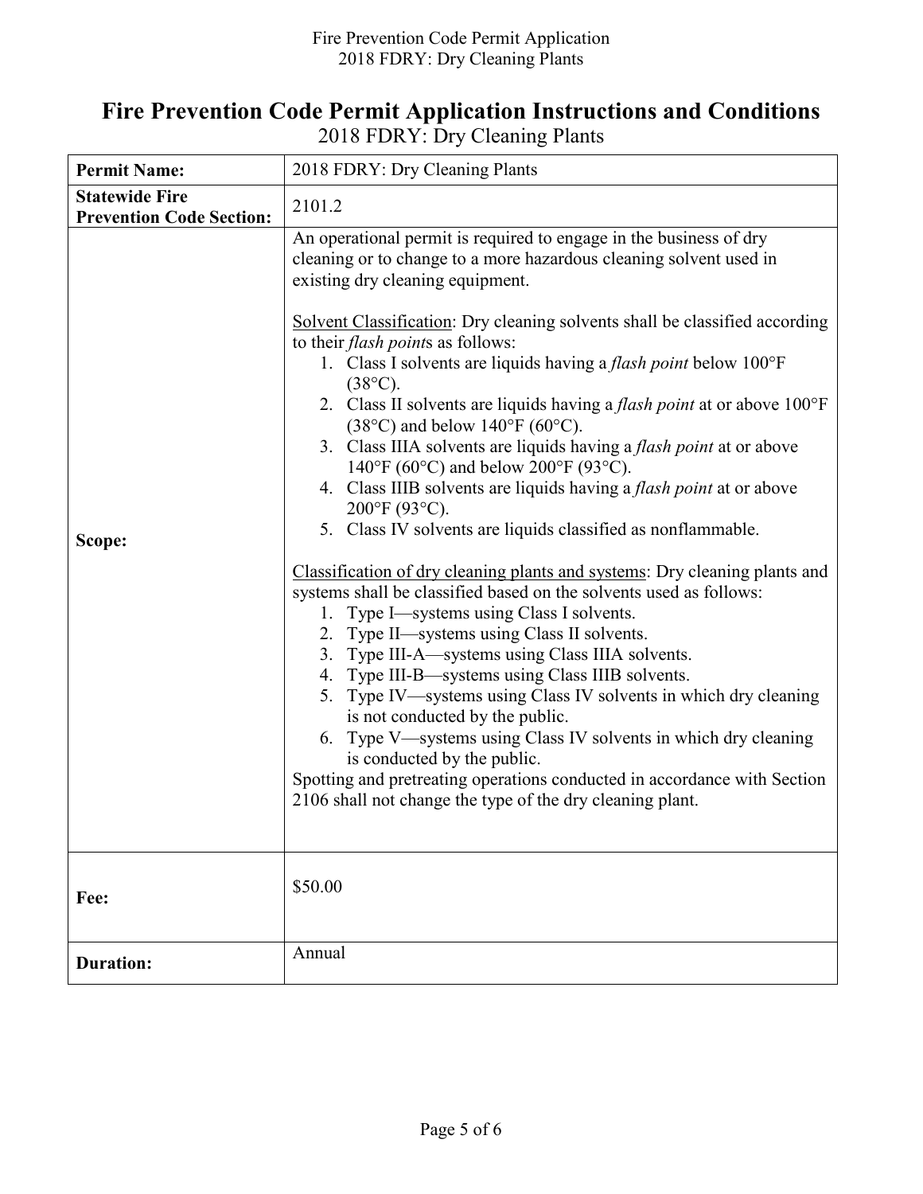# Fire Prevention Code Permit Application Instructions and Conditions

2018 FDRY: Dry Cleaning Plants

| | |
|---|---|
| **Permit Name:** | 2018 FDRY: Dry Cleaning Plants |
| **Statewide Fire Prevention Code Section:** | 2101.2 |
| **Scope:** | An operational permit is required to engage in the business of dry cleaning or to change to a more hazardous cleaning solvent used in existing dry cleaning equipment.<br><br><u>Solvent Classification</u>: Dry cleaning solvents shall be classified according to their *flash point*s as follows:<br>1. Class I solvents are liquids having a *flash point* below 100°F (38°C).<br>2. Class II solvents are liquids having a *flash point* at or above 100°F (38°C) and below 140°F (60°C).<br>3. Class IIIA solvents are liquids having a *flash point* at or above 140°F (60°C) and below 200°F (93°C).<br>4. Class IIIB solvents are liquids having a *flash point* at or above 200°F (93°C).<br>5. Class IV solvents are liquids classified as nonflammable.<br><br><u>Classification of dry cleaning plants and systems</u>: Dry cleaning plants and systems shall be classified based on the solvents used as follows:<br>1. Type I—systems using Class I solvents.<br>2. Type II—systems using Class II solvents.<br>3. Type III-A—systems using Class IIIA solvents.<br>4. Type III-B—systems using Class IIIB solvents.<br>5. Type IV—systems using Class IV solvents in which dry cleaning is not conducted by the public.<br>6. Type V—systems using Class IV solvents in which dry cleaning is conducted by the public.<br>Spotting and pretreating operations conducted in accordance with Section 2106 shall not change the type of the dry cleaning plant. |
| **Fee:** | \$50.00 |
| **Duration:** | Annual |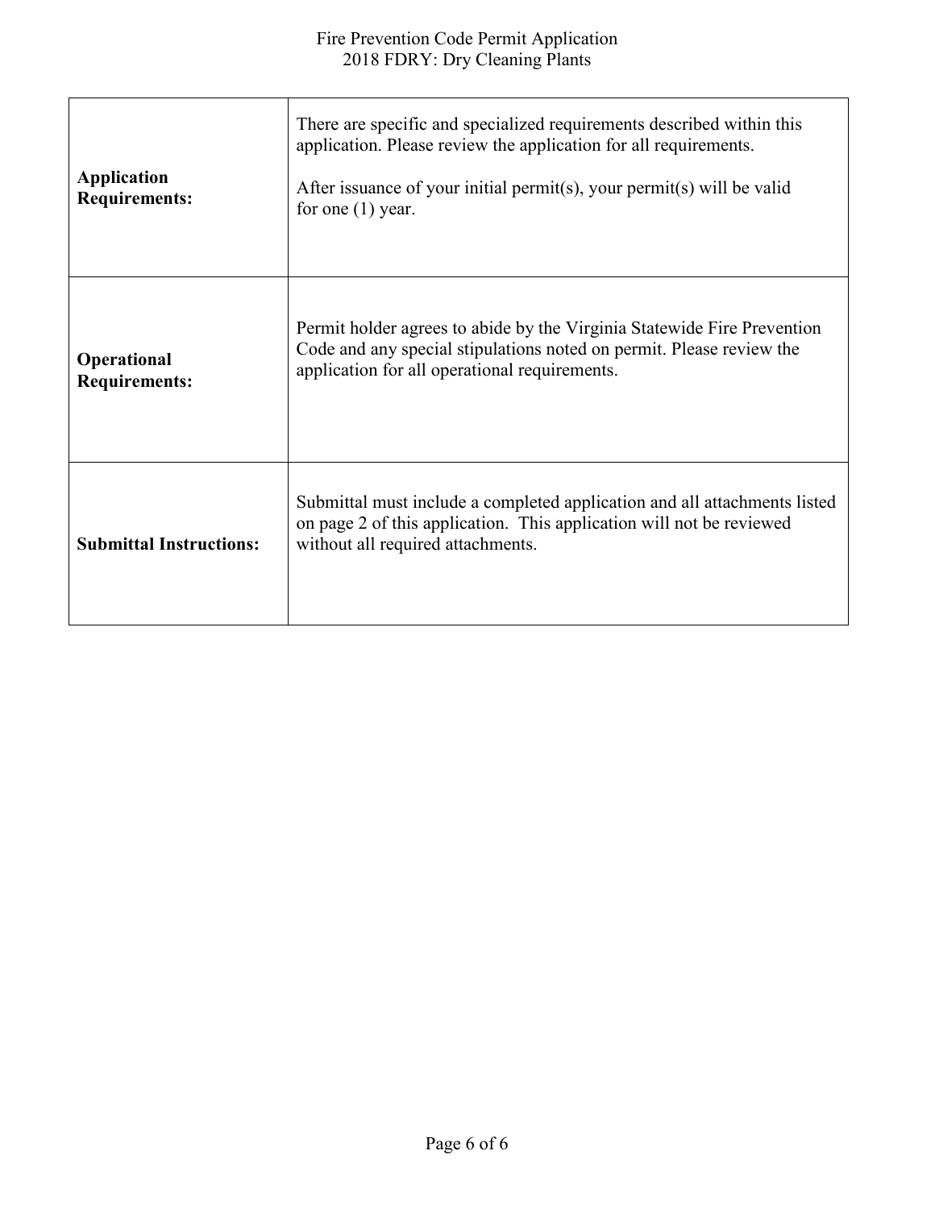| | |
|---|---|
| **Application Requirements:** | There are specific and specialized requirements described within this application. Please review the application for all requirements.<br><br>After issuance of your initial permit(s), your permit(s) will be valid for one (1) year. |
| **Operational Requirements:** | Permit holder agrees to abide by the Virginia Statewide Fire Prevention Code and any special stipulations noted on permit. Please review the application for all operational requirements. |
| **Submittal Instructions:** | Submittal must include a completed application and all attachments listed on page 2 of this application. This application will not be reviewed without all required attachments. |